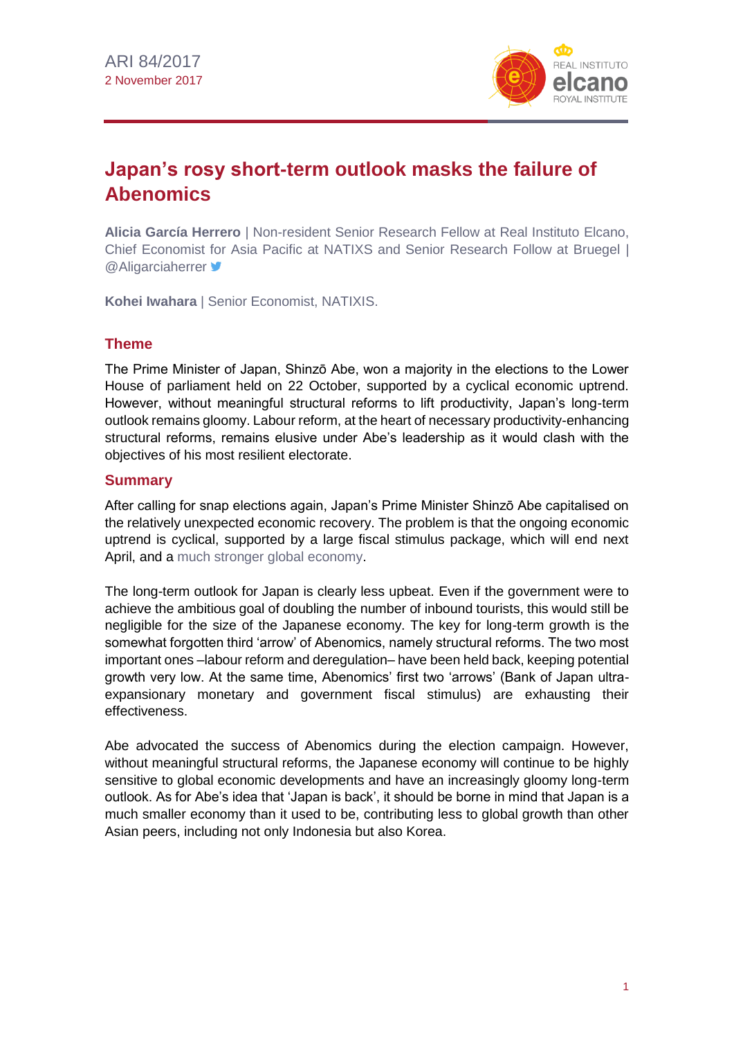ARI 84/2017
2 November 2017

# Japan's rosy short-term outlook masks the failure of Abenomics

**Alicia García Herrero** | Non-resident Senior Research Fellow at Real Instituto Elcano, Chief Economist for Asia Pacific at NATIXS and Senior Research Follow at Bruegel | @Aligarciaherrer

**Kohei Iwahara** | Senior Economist, NATIXIS.

## Theme

The Prime Minister of Japan, Shinzō Abe, won a majority in the elections to the Lower House of parliament held on 22 October, supported by a cyclical economic uptrend. However, without meaningful structural reforms to lift productivity, Japan's long-term outlook remains gloomy. Labour reform, at the heart of necessary productivity-enhancing structural reforms, remains elusive under Abe's leadership as it would clash with the objectives of his most resilient electorate.

## Summary

After calling for snap elections again, Japan's Prime Minister Shinzō Abe capitalised on the relatively unexpected economic recovery. The problem is that the ongoing economic uptrend is cyclical, supported by a large fiscal stimulus package, which will end next April, and a much stronger global economy.

The long-term outlook for Japan is clearly less upbeat. Even if the government were to achieve the ambitious goal of doubling the number of inbound tourists, this would still be negligible for the size of the Japanese economy. The key for long-term growth is the somewhat forgotten third 'arrow' of Abenomics, namely structural reforms. The two most important ones –labour reform and deregulation– have been held back, keeping potential growth very low. At the same time, Abenomics' first two 'arrows' (Bank of Japan ultra-expansionary monetary and government fiscal stimulus) are exhausting their effectiveness.

Abe advocated the success of Abenomics during the election campaign. However, without meaningful structural reforms, the Japanese economy will continue to be highly sensitive to global economic developments and have an increasingly gloomy long-term outlook. As for Abe's idea that 'Japan is back', it should be borne in mind that Japan is a much smaller economy than it used to be, contributing less to global growth than other Asian peers, including not only Indonesia but also Korea.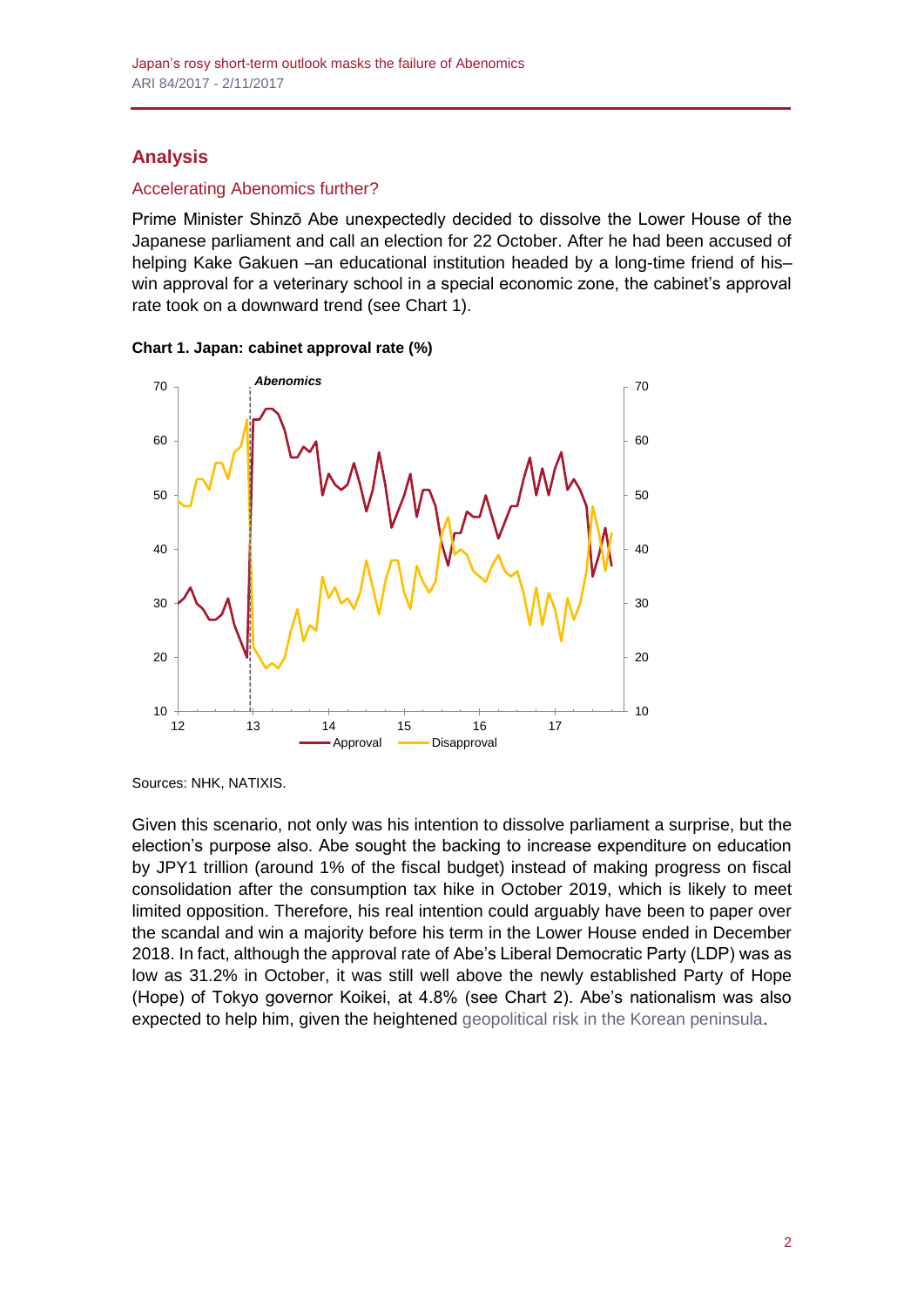## Analysis

### Accelerating Abenomics further?

Prime Minister Shinzō Abe unexpectedly decided to dissolve the Lower House of the Japanese parliament and call an election for 22 October. After he had been accused of helping Kake Gakuen –an educational institution headed by a long-time friend of his– win approval for a veterinary school in a special economic zone, the cabinet's approval rate took on a downward trend (see Chart 1).

**Chart 1. Japan: cabinet approval rate (%)**

Sources: NHK, NATIXIS.

Given this scenario, not only was his intention to dissolve parliament a surprise, but the election's purpose also. Abe sought the backing to increase expenditure on education by JPY1 trillion (around 1% of the fiscal budget) instead of making progress on fiscal consolidation after the consumption tax hike in October 2019, which is likely to meet limited opposition. Therefore, his real intention could arguably have been to paper over the scandal and win a majority before his term in the Lower House ended in December 2018. In fact, although the approval rate of Abe's Liberal Democratic Party (LDP) was as low as 31.2% in October, it was still well above the newly established Party of Hope (Hope) of Tokyo governor Koikei, at 4.8% (see Chart 2). Abe's nationalism was also expected to help him, given the heightened geopolitical risk in the Korean peninsula.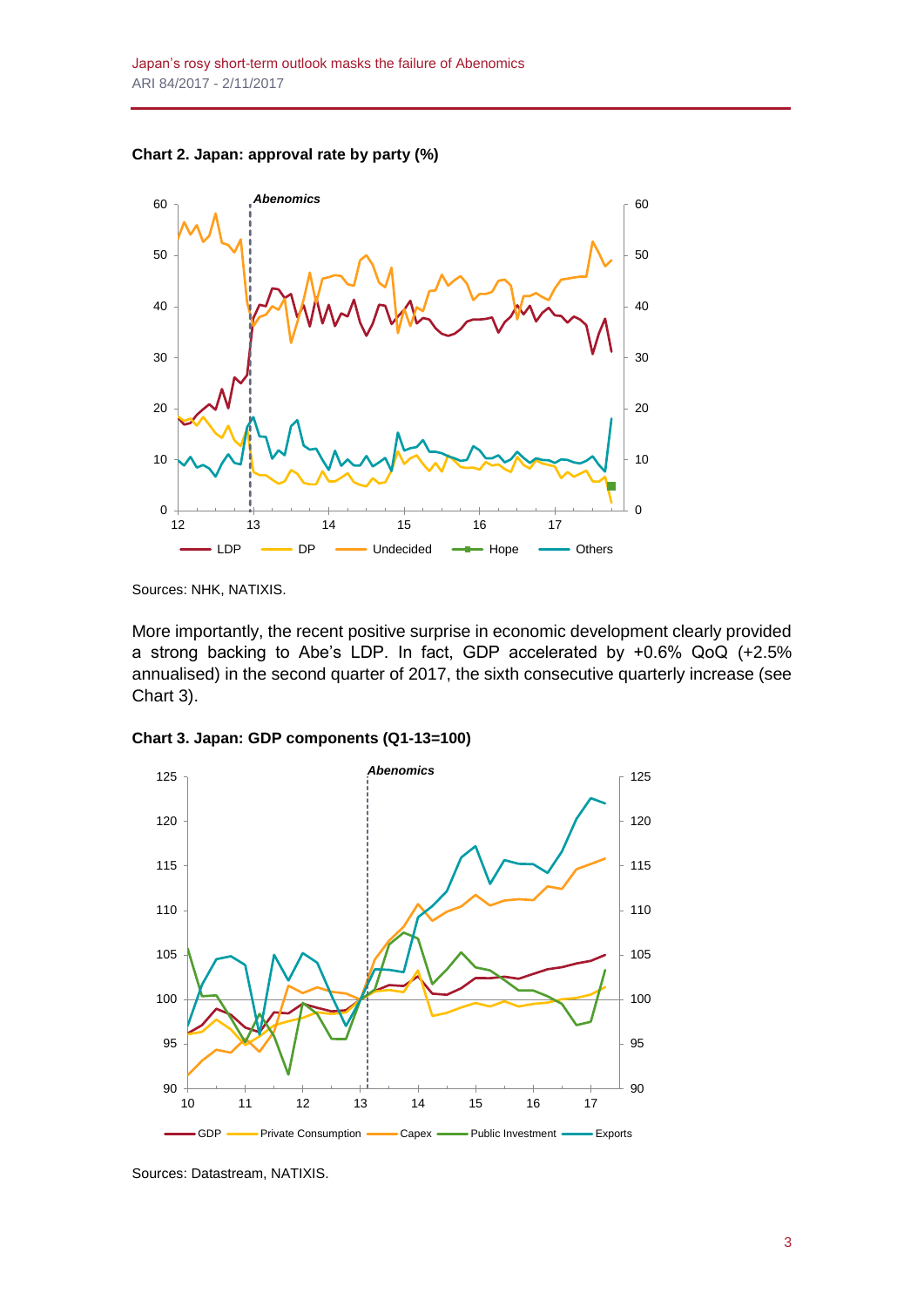**Chart 2. Japan: approval rate by party (%)**

Sources: NHK, NATIXIS.

More importantly, the recent positive surprise in economic development clearly provided a strong backing to Abe's LDP. In fact, GDP accelerated by +0.6% QoQ (+2.5% annualised) in the second quarter of 2017, the sixth consecutive quarterly increase (see Chart 3).

**Chart 3. Japan: GDP components (Q1-13=100)**

Sources: Datastream, NATIXIS.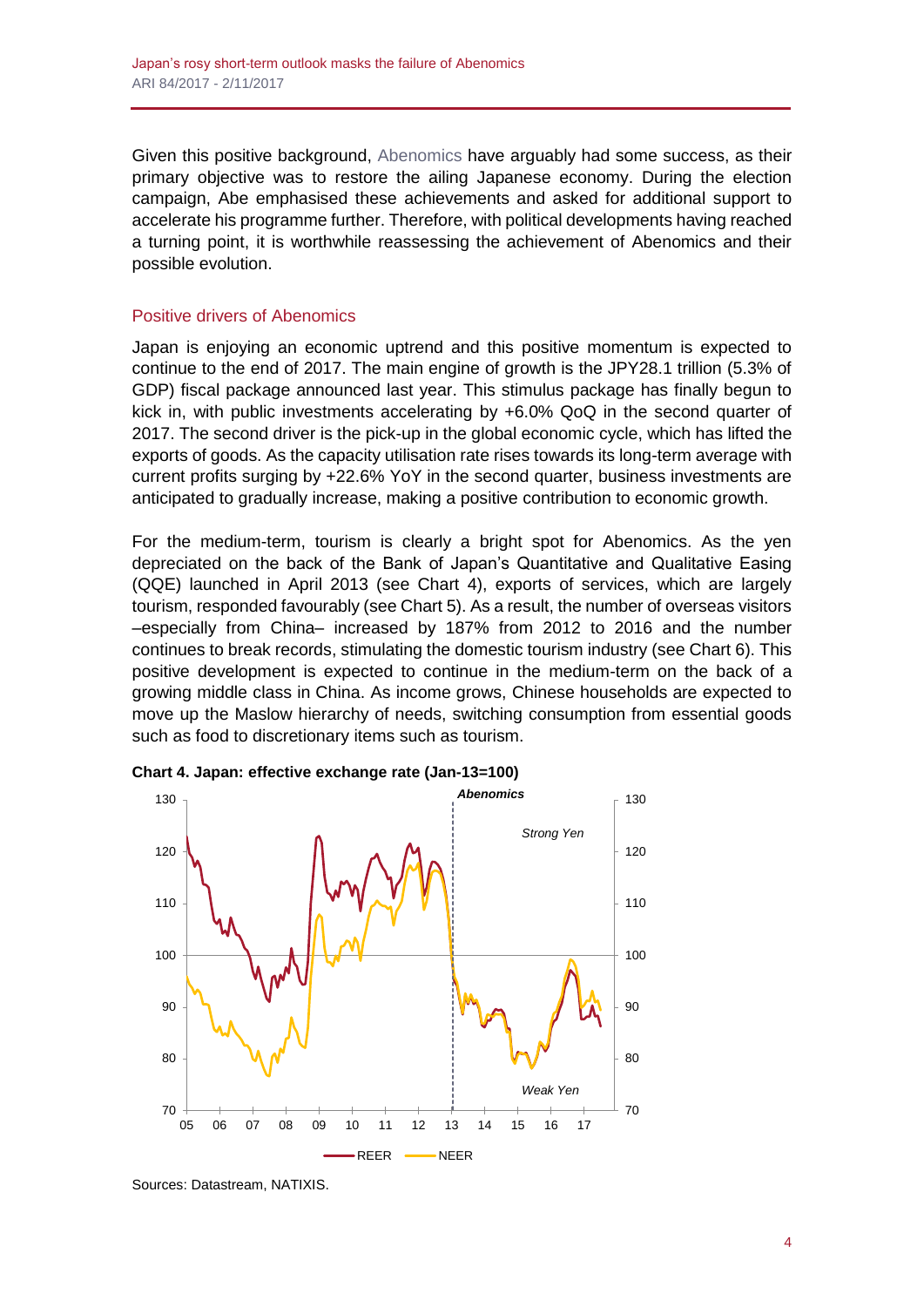Given this positive background, Abenomics have arguably had some success, as their primary objective was to restore the ailing Japanese economy. During the election campaign, Abe emphasised these achievements and asked for additional support to accelerate his programme further. Therefore, with political developments having reached a turning point, it is worthwhile reassessing the achievement of Abenomics and their possible evolution.

## Positive drivers of Abenomics

Japan is enjoying an economic uptrend and this positive momentum is expected to continue to the end of 2017. The main engine of growth is the JPY28.1 trillion (5.3% of GDP) fiscal package announced last year. This stimulus package has finally begun to kick in, with public investments accelerating by +6.0% QoQ in the second quarter of 2017. The second driver is the pick-up in the global economic cycle, which has lifted the exports of goods. As the capacity utilisation rate rises towards its long-term average with current profits surging by +22.6% YoY in the second quarter, business investments are anticipated to gradually increase, making a positive contribution to economic growth.

For the medium-term, tourism is clearly a bright spot for Abenomics. As the yen depreciated on the back of the Bank of Japan's Quantitative and Qualitative Easing (QQE) launched in April 2013 (see Chart 4), exports of services, which are largely tourism, responded favourably (see Chart 5). As a result, the number of overseas visitors –especially from China– increased by 187% from 2012 to 2016 and the number continues to break records, stimulating the domestic tourism industry (see Chart 6). This positive development is expected to continue in the medium-term on the back of a growing middle class in China. As income grows, Chinese households are expected to move up the Maslow hierarchy of needs, switching consumption from essential goods such as food to discretionary items such as tourism.

**Chart 4. Japan: effective exchange rate (Jan-13=100)**

Sources: Datastream, NATIXIS.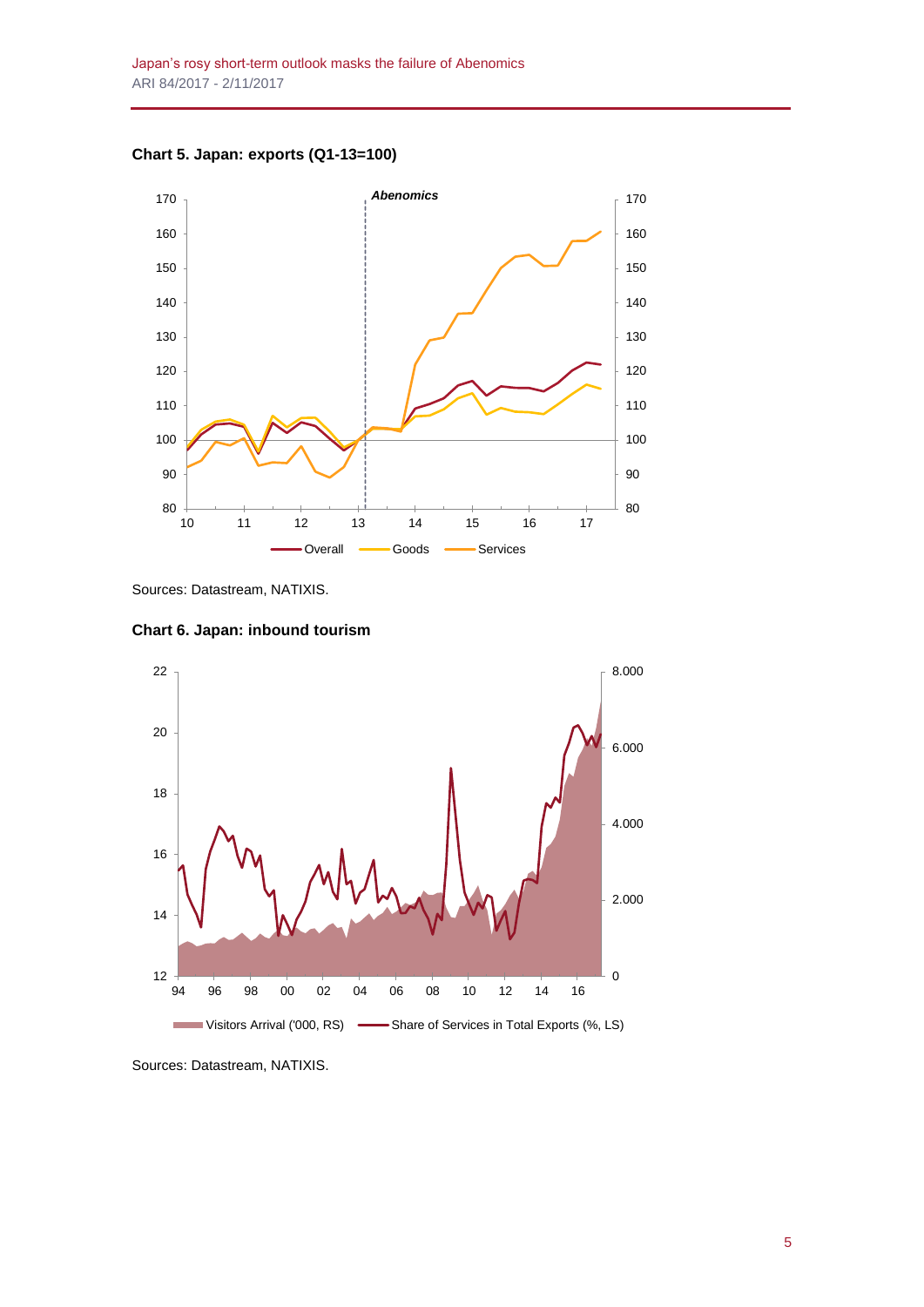**Chart 5. Japan: exports (Q1-13=100)**

Sources: Datastream, NATIXIS.

**Chart 6. Japan: inbound tourism**

Sources: Datastream, NATIXIS.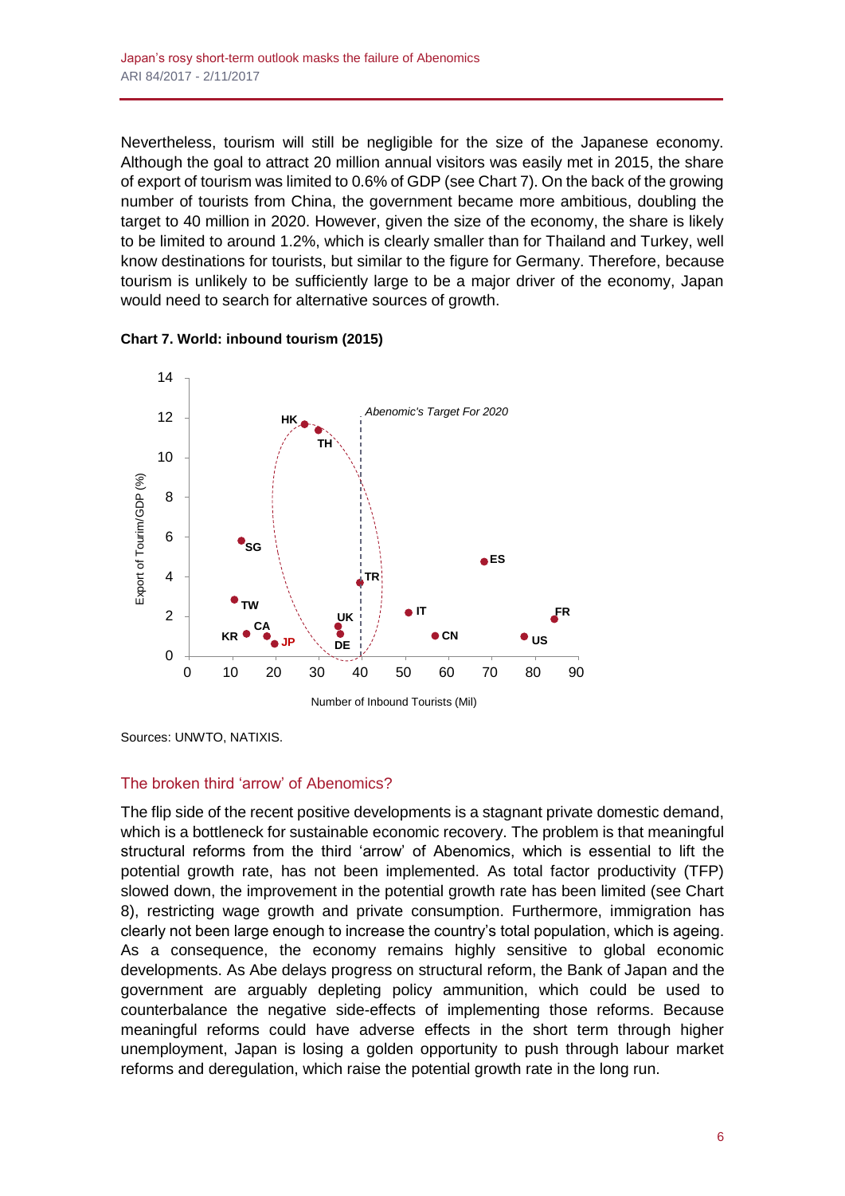Nevertheless, tourism will still be negligible for the size of the Japanese economy. Although the goal to attract 20 million annual visitors was easily met in 2015, the share of export of tourism was limited to 0.6% of GDP (see Chart 7). On the back of the growing number of tourists from China, the government became more ambitious, doubling the target to 40 million in 2020. However, given the size of the economy, the share is likely to be limited to around 1.2%, which is clearly smaller than for Thailand and Turkey, well know destinations for tourists, but similar to the figure for Germany. Therefore, because tourism is unlikely to be sufficiently large to be a major driver of the economy, Japan would need to search for alternative sources of growth.

**Chart 7. World: inbound tourism (2015)**

Sources: UNWTO, NATIXIS.

## The broken third 'arrow' of Abenomics?

The flip side of the recent positive developments is a stagnant private domestic demand, which is a bottleneck for sustainable economic recovery. The problem is that meaningful structural reforms from the third 'arrow' of Abenomics, which is essential to lift the potential growth rate, has not been implemented. As total factor productivity (TFP) slowed down, the improvement in the potential growth rate has been limited (see Chart 8), restricting wage growth and private consumption. Furthermore, immigration has clearly not been large enough to increase the country's total population, which is ageing. As a consequence, the economy remains highly sensitive to global economic developments. As Abe delays progress on structural reform, the Bank of Japan and the government are arguably depleting policy ammunition, which could be used to counterbalance the negative side-effects of implementing those reforms. Because meaningful reforms could have adverse effects in the short term through higher unemployment, Japan is losing a golden opportunity to push through labour market reforms and deregulation, which raise the potential growth rate in the long run.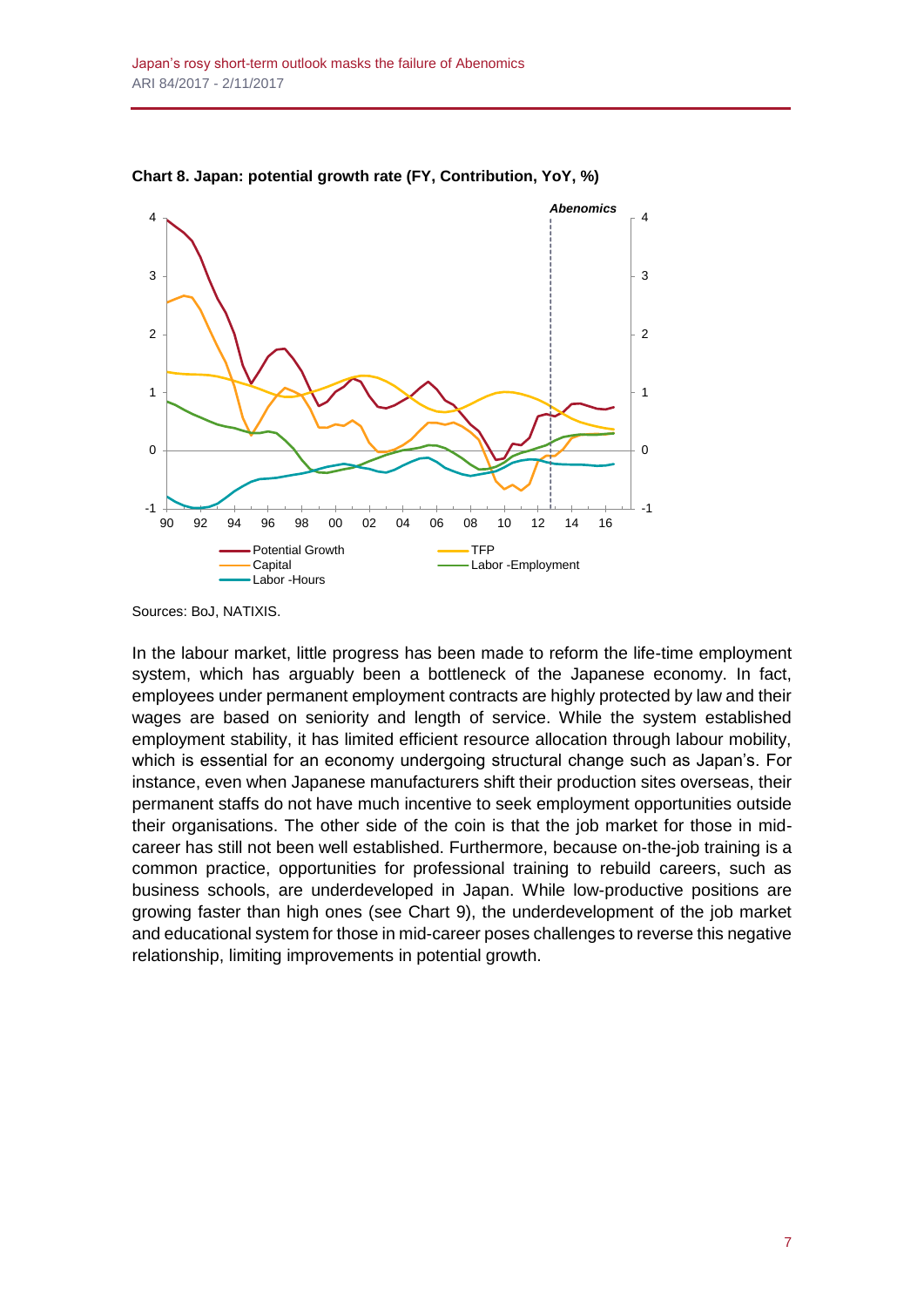**Chart 8. Japan: potential growth rate (FY, Contribution, YoY, %)**

Sources: BoJ, NATIXIS.

In the labour market, little progress has been made to reform the life-time employment system, which has arguably been a bottleneck of the Japanese economy. In fact, employees under permanent employment contracts are highly protected by law and their wages are based on seniority and length of service. While the system established employment stability, it has limited efficient resource allocation through labour mobility, which is essential for an economy undergoing structural change such as Japan's. For instance, even when Japanese manufacturers shift their production sites overseas, their permanent staffs do not have much incentive to seek employment opportunities outside their organisations. The other side of the coin is that the job market for those in mid-career has still not been well established. Furthermore, because on-the-job training is a common practice, opportunities for professional training to rebuild careers, such as business schools, are underdeveloped in Japan. While low-productive positions are growing faster than high ones (see Chart 9), the underdevelopment of the job market and educational system for those in mid-career poses challenges to reverse this negative relationship, limiting improvements in potential growth.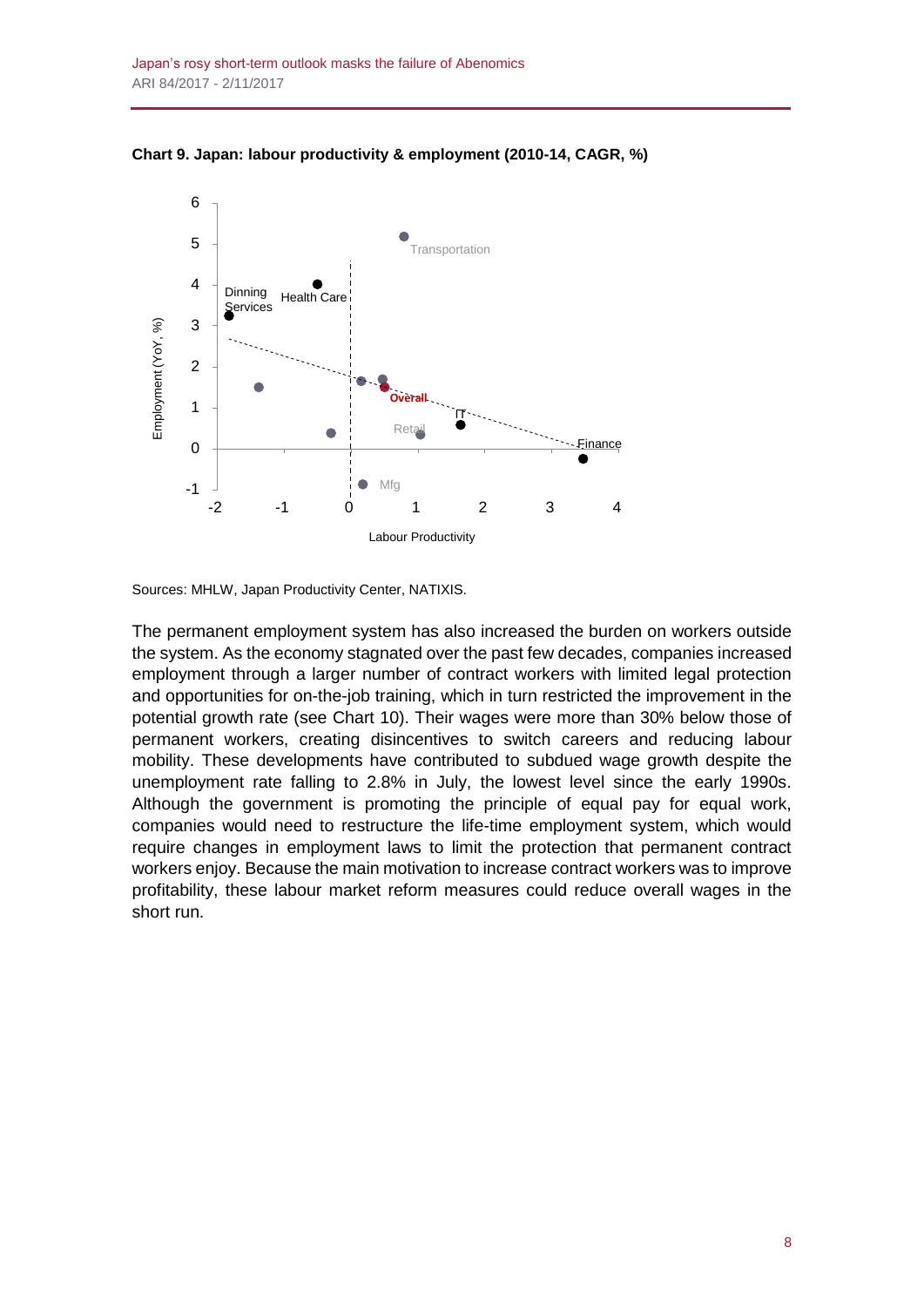**Chart 9. Japan: labour productivity & employment (2010-14, CAGR, %)**

Sources: MHLW, Japan Productivity Center, NATIXIS.

The permanent employment system has also increased the burden on workers outside the system. As the economy stagnated over the past few decades, companies increased employment through a larger number of contract workers with limited legal protection and opportunities for on-the-job training, which in turn restricted the improvement in the potential growth rate (see Chart 10). Their wages were more than 30% below those of permanent workers, creating disincentives to switch careers and reducing labour mobility. These developments have contributed to subdued wage growth despite the unemployment rate falling to 2.8% in July, the lowest level since the early 1990s. Although the government is promoting the principle of equal pay for equal work, companies would need to restructure the life-time employment system, which would require changes in employment laws to limit the protection that permanent contract workers enjoy. Because the main motivation to increase contract workers was to improve profitability, these labour market reform measures could reduce overall wages in the short run.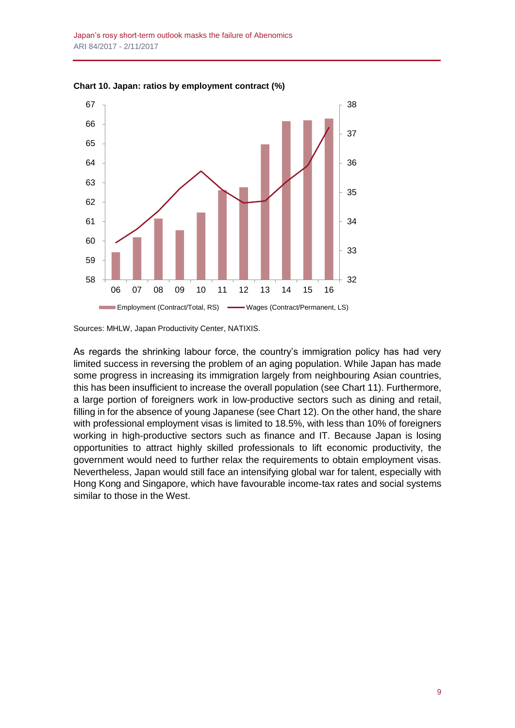**Chart 10. Japan: ratios by employment contract (%)**

Sources: MHLW, Japan Productivity Center, NATIXIS.

As regards the shrinking labour force, the country's immigration policy has had very limited success in reversing the problem of an aging population. While Japan has made some progress in increasing its immigration largely from neighbouring Asian countries, this has been insufficient to increase the overall population (see Chart 11). Furthermore, a large portion of foreigners work in low-productive sectors such as dining and retail, filling in for the absence of young Japanese (see Chart 12). On the other hand, the share with professional employment visas is limited to 18.5%, with less than 10% of foreigners working in high-productive sectors such as finance and IT. Because Japan is losing opportunities to attract highly skilled professionals to lift economic productivity, the government would need to further relax the requirements to obtain employment visas. Nevertheless, Japan would still face an intensifying global war for talent, especially with Hong Kong and Singapore, which have favourable income-tax rates and social systems similar to those in the West.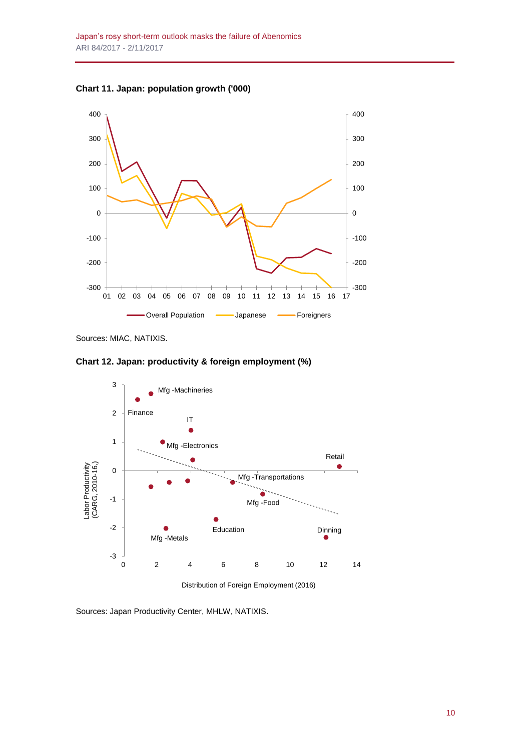**Chart 11. Japan: population growth ('000)**

Sources: MIAC, NATIXIS.

**Chart 12. Japan: productivity & foreign employment (%)**

Sources: Japan Productivity Center, MHLW, NATIXIS.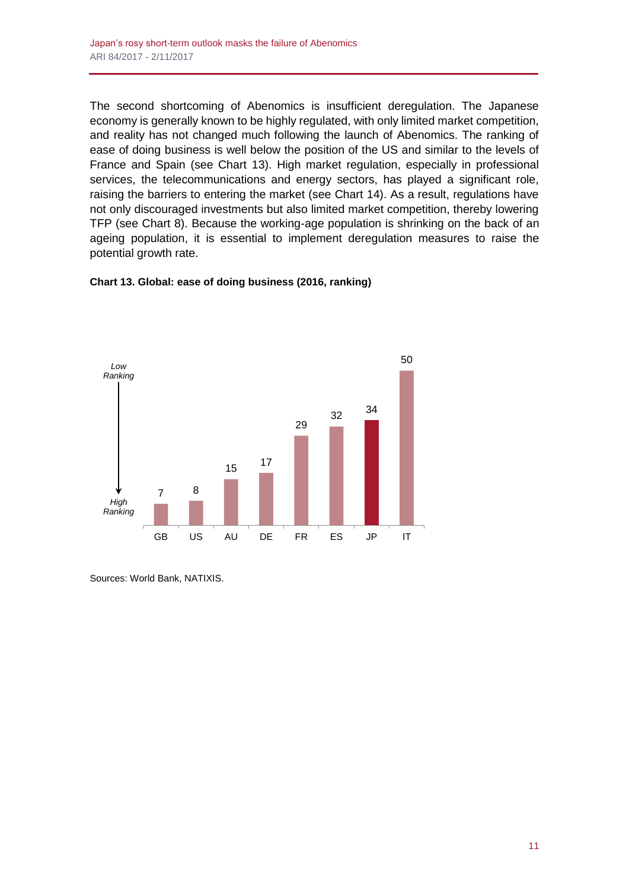The second shortcoming of Abenomics is insufficient deregulation. The Japanese economy is generally known to be highly regulated, with only limited market competition, and reality has not changed much following the launch of Abenomics. The ranking of ease of doing business is well below the position of the US and similar to the levels of France and Spain (see Chart 13). High market regulation, especially in professional services, the telecommunications and energy sectors, has played a significant role, raising the barriers to entering the market (see Chart 14). As a result, regulations have not only discouraged investments but also limited market competition, thereby lowering TFP (see Chart 8). Because the working-age population is shrinking on the back of an ageing population, it is essential to implement deregulation measures to raise the potential growth rate.

**Chart 13. Global: ease of doing business (2016, ranking)**

| Country | Ranking |
|---|---|
| GB | 7 |
| US | 8 |
| AU | 15 |
| DE | 17 |
| FR | 29 |
| ES | 32 |
| JP | 34 |
| IT | 50 |

*Low Ranking* ↕ *High Ranking*

Sources: World Bank, NATIXIS.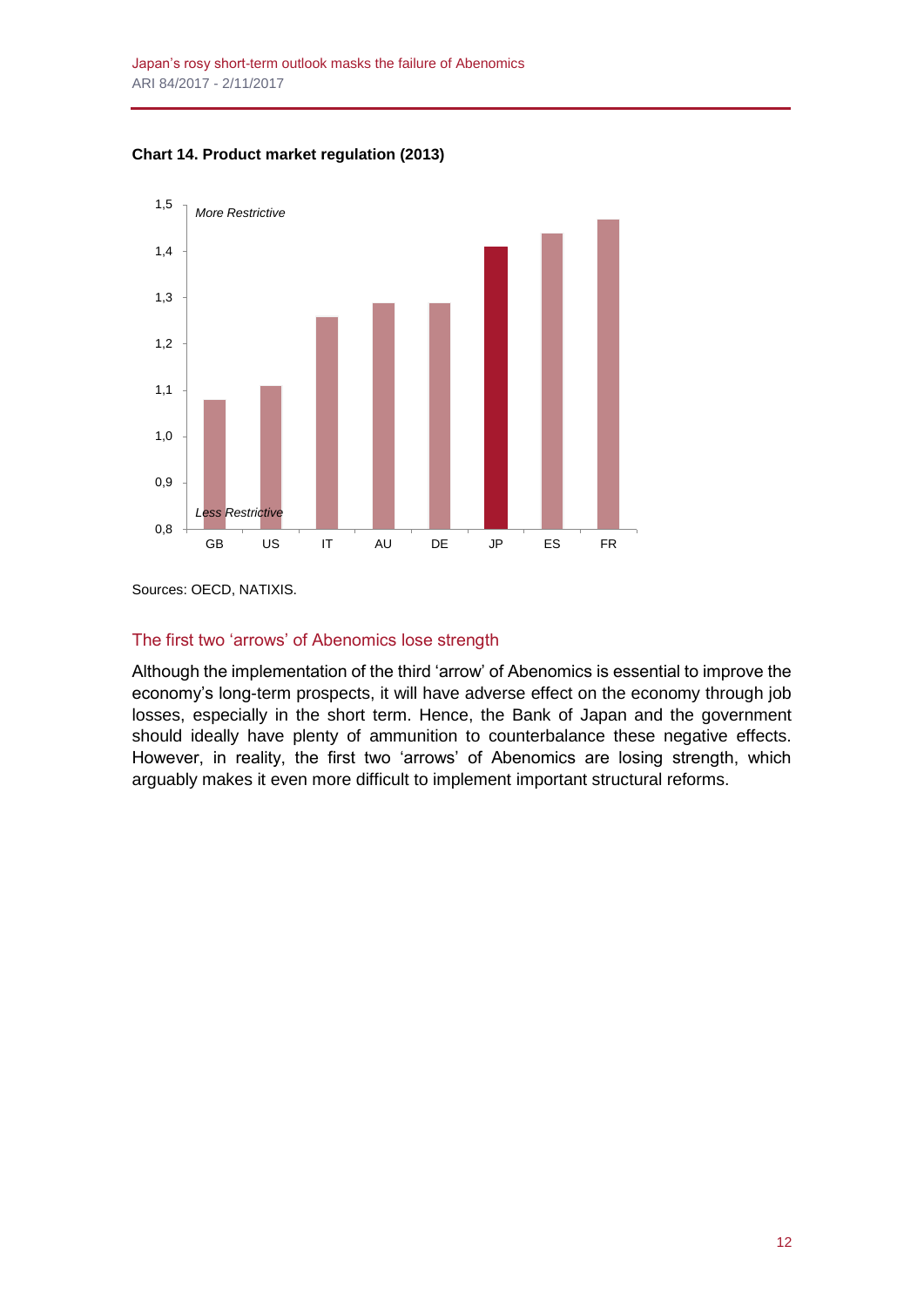**Chart 14. Product market regulation (2013)**

Sources: OECD, NATIXIS.

### The first two 'arrows' of Abenomics lose strength

Although the implementation of the third 'arrow' of Abenomics is essential to improve the economy's long-term prospects, it will have adverse effect on the economy through job losses, especially in the short term. Hence, the Bank of Japan and the government should ideally have plenty of ammunition to counterbalance these negative effects. However, in reality, the first two 'arrows' of Abenomics are losing strength, which arguably makes it even more difficult to implement important structural reforms.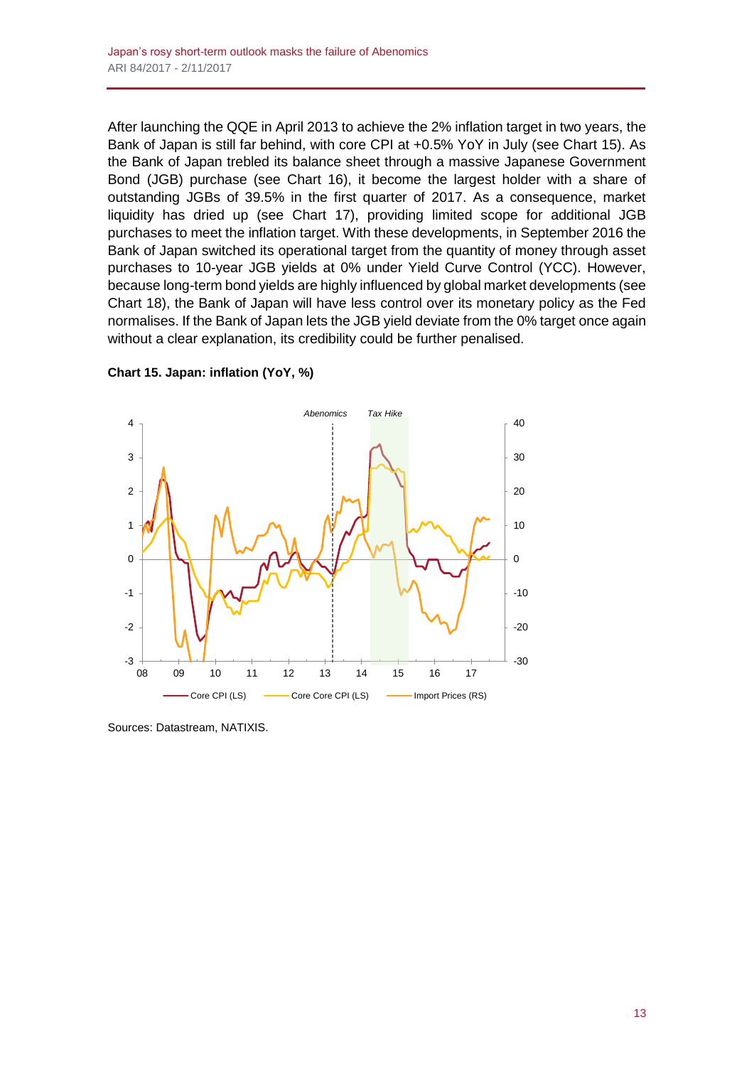After launching the QQE in April 2013 to achieve the 2% inflation target in two years, the Bank of Japan is still far behind, with core CPI at +0.5% YoY in July (see Chart 15). As the Bank of Japan trebled its balance sheet through a massive Japanese Government Bond (JGB) purchase (see Chart 16), it become the largest holder with a share of outstanding JGBs of 39.5% in the first quarter of 2017. As a consequence, market liquidity has dried up (see Chart 17), providing limited scope for additional JGB purchases to meet the inflation target. With these developments, in September 2016 the Bank of Japan switched its operational target from the quantity of money through asset purchases to 10-year JGB yields at 0% under Yield Curve Control (YCC). However, because long-term bond yields are highly influenced by global market developments (see Chart 18), the Bank of Japan will have less control over its monetary policy as the Fed normalises. If the Bank of Japan lets the JGB yield deviate from the 0% target once again without a clear explanation, its credibility could be further penalised.

**Chart 15. Japan: inflation (YoY, %)**

Sources: Datastream, NATIXIS.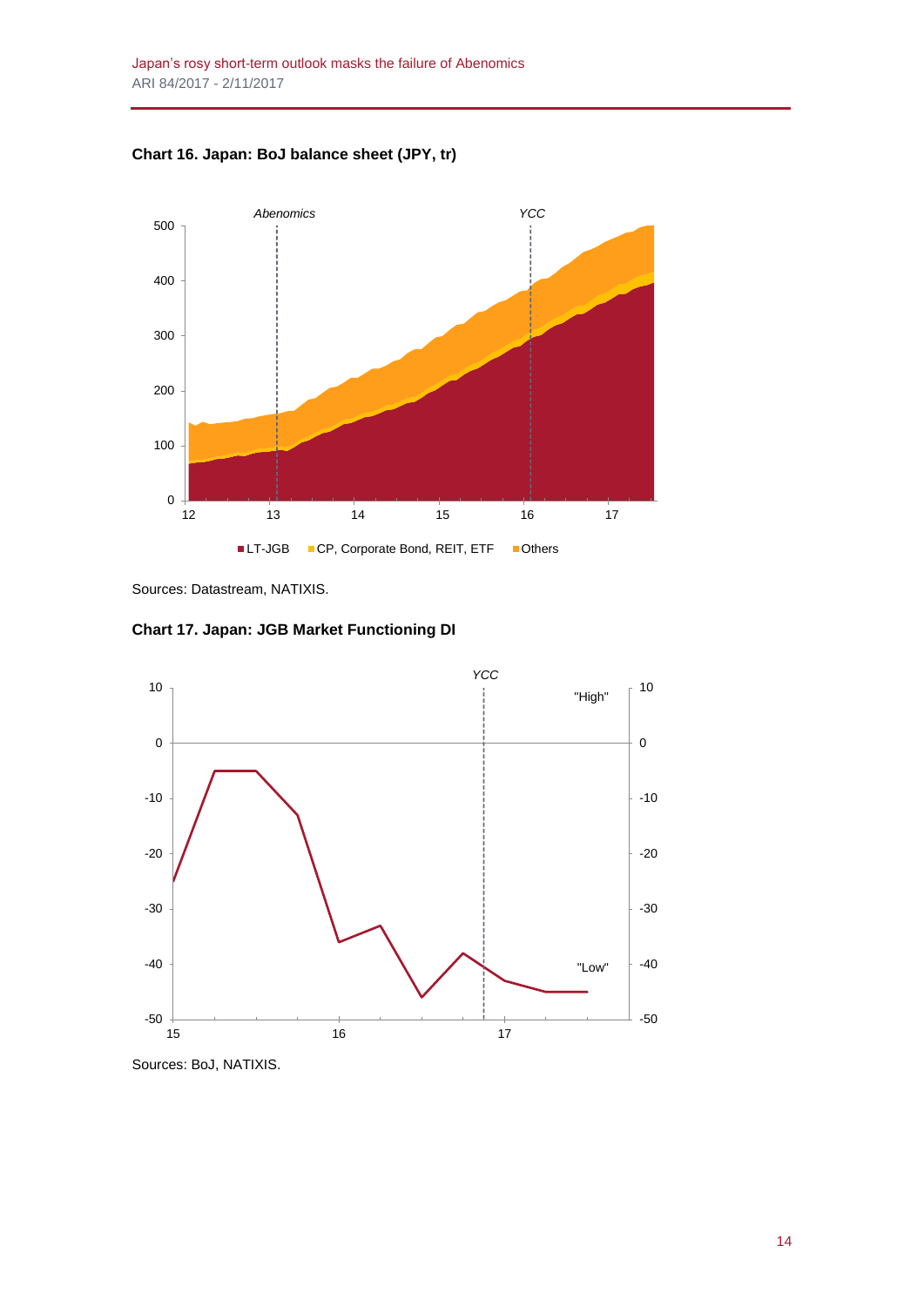**Chart 16. Japan: BoJ balance sheet (JPY, tr)**

Sources: Datastream, NATIXIS.

**Chart 17. Japan: JGB Market Functioning DI**

Sources: BoJ, NATIXIS.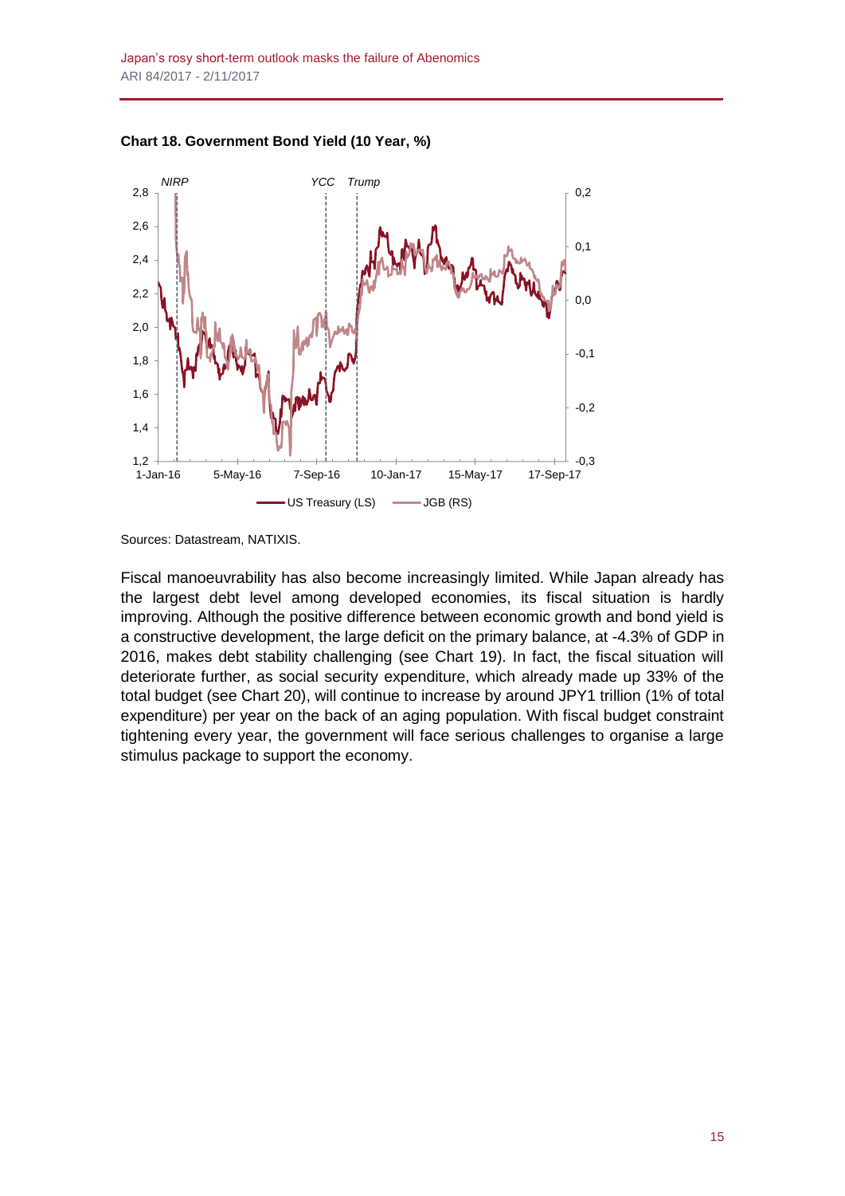**Chart 18. Government Bond Yield (10 Year, %)**

Sources: Datastream, NATIXIS.

Fiscal manoeuvrability has also become increasingly limited. While Japan already has the largest debt level among developed economies, its fiscal situation is hardly improving. Although the positive difference between economic growth and bond yield is a constructive development, the large deficit on the primary balance, at -4.3% of GDP in 2016, makes debt stability challenging (see Chart 19). In fact, the fiscal situation will deteriorate further, as social security expenditure, which already made up 33% of the total budget (see Chart 20), will continue to increase by around JPY1 trillion (1% of total expenditure) per year on the back of an aging population. With fiscal budget constraint tightening every year, the government will face serious challenges to organise a large stimulus package to support the economy.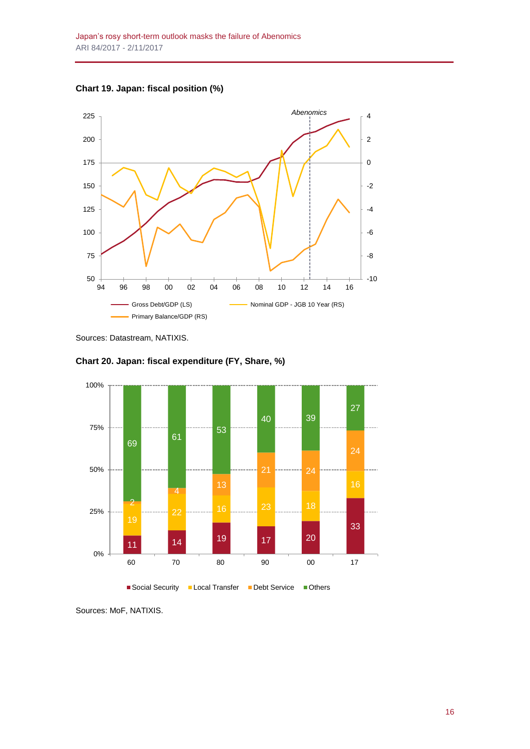**Chart 19. Japan: fiscal position (%)**

Sources: Datastream, NATIXIS.

**Chart 20. Japan: fiscal expenditure (FY, Share, %)**

Sources: MoF, NATIXIS.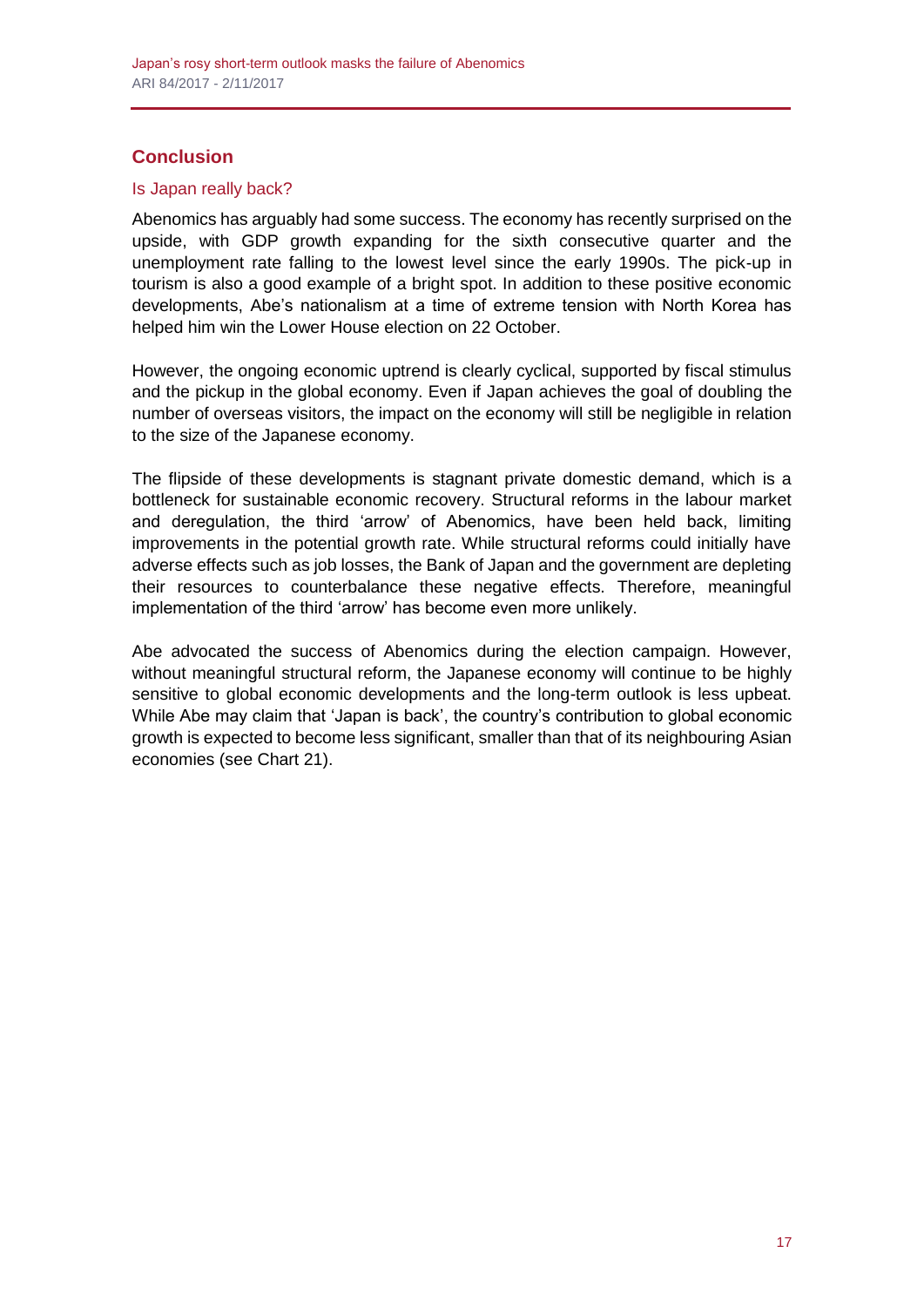## Conclusion

### Is Japan really back?

Abenomics has arguably had some success. The economy has recently surprised on the upside, with GDP growth expanding for the sixth consecutive quarter and the unemployment rate falling to the lowest level since the early 1990s. The pick-up in tourism is also a good example of a bright spot. In addition to these positive economic developments, Abe's nationalism at a time of extreme tension with North Korea has helped him win the Lower House election on 22 October.

However, the ongoing economic uptrend is clearly cyclical, supported by fiscal stimulus and the pickup in the global economy. Even if Japan achieves the goal of doubling the number of overseas visitors, the impact on the economy will still be negligible in relation to the size of the Japanese economy.

The flipside of these developments is stagnant private domestic demand, which is a bottleneck for sustainable economic recovery. Structural reforms in the labour market and deregulation, the third 'arrow' of Abenomics, have been held back, limiting improvements in the potential growth rate. While structural reforms could initially have adverse effects such as job losses, the Bank of Japan and the government are depleting their resources to counterbalance these negative effects. Therefore, meaningful implementation of the third 'arrow' has become even more unlikely.

Abe advocated the success of Abenomics during the election campaign. However, without meaningful structural reform, the Japanese economy will continue to be highly sensitive to global economic developments and the long-term outlook is less upbeat. While Abe may claim that 'Japan is back', the country's contribution to global economic growth is expected to become less significant, smaller than that of its neighbouring Asian economies (see Chart 21).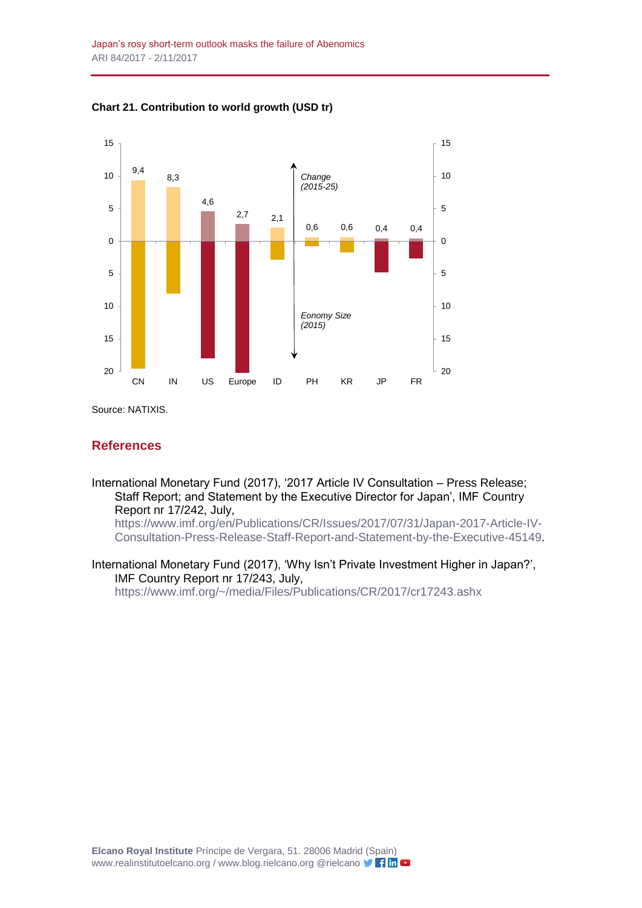**Chart 21. Contribution to world growth (USD tr)**

15
10
5
0
5
10
15
20

9,4
8,3
4,6
2,7
2,1
0,6
0,6
0,4
0,4

*Change (2015-25)*

*Eonomy Size (2015)*

CN IN US Europe ID PH KR JP FR

Source: NATIXIS.

## References

International Monetary Fund (2017), '2017 Article IV Consultation – Press Release; Staff Report; and Statement by the Executive Director for Japan', IMF Country Report nr 17/242, July, https://www.imf.org/en/Publications/CR/Issues/2017/07/31/Japan-2017-Article-IV-Consultation-Press-Release-Staff-Report-and-Statement-by-the-Executive-45149.

International Monetary Fund (2017), 'Why Isn't Private Investment Higher in Japan?', IMF Country Report nr 17/243, July, https://www.imf.org/~/media/Files/Publications/CR/2017/cr17243.ashx